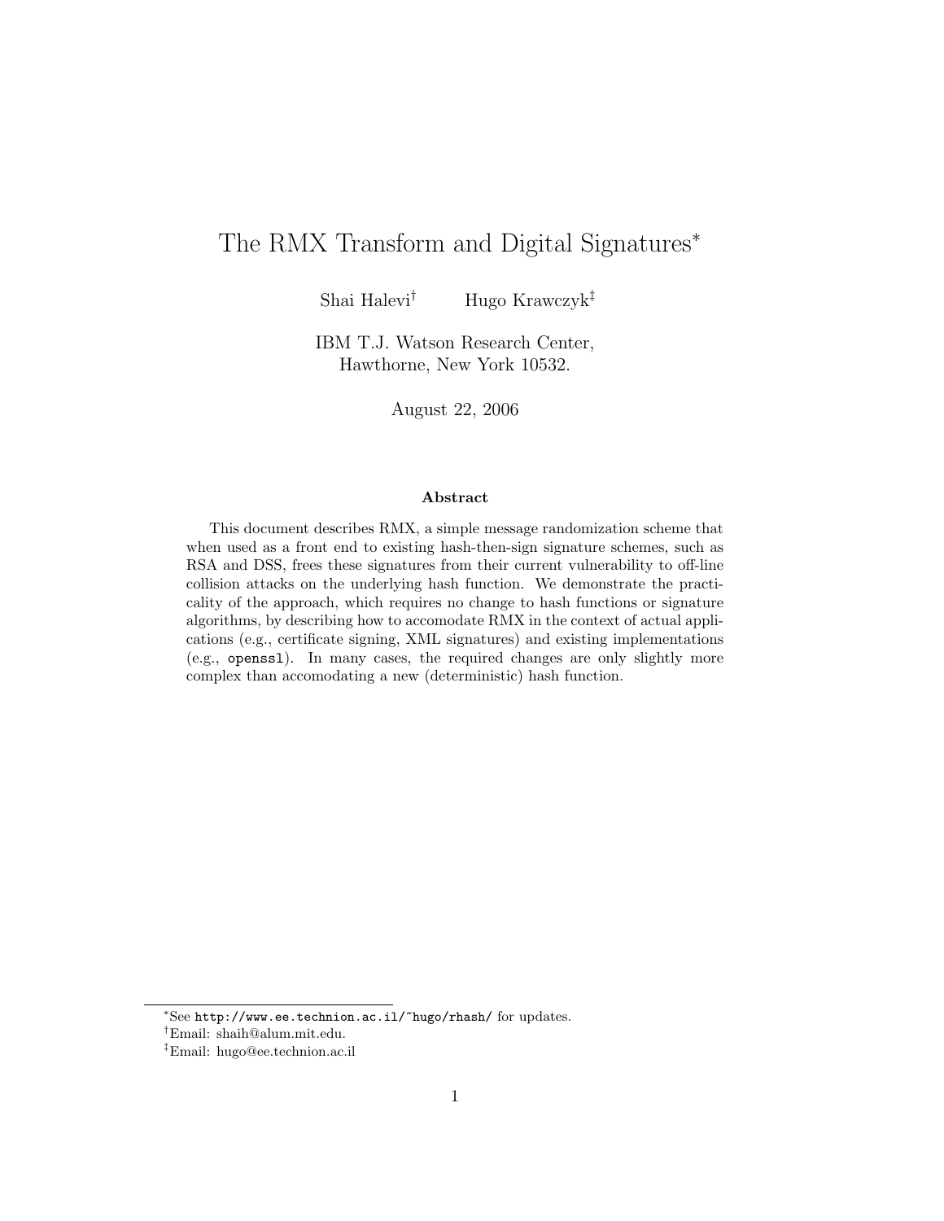# The RMX Transform and Digital Signatures*

Shai Halevi[†] Hugo Krawczyk[‡]

IBM T.J. Watson Research Center,
Hawthorne, New York 10532.

August 22, 2006

### Abstract

This document describes RMX, a simple message randomization scheme that when used as a front end to existing hash-then-sign signature schemes, such as RSA and DSS, frees these signatures from their current vulnerability to off-line collision attacks on the underlying hash function. We demonstrate the practicality of the approach, which requires no change to hash functions or signature algorithms, by describing how to accomodate RMX in the context of actual applications (e.g., certificate signing, XML signatures) and existing implementations (e.g., `openssl`). In many cases, the required changes are only slightly more complex than accomodating a new (deterministic) hash function.

---

*See `http://www.ee.technion.ac.il/~hugo/rhash/` for updates.

[†]Email: shaih@alum.mit.edu.

[‡]Email: hugo@ee.technion.ac.il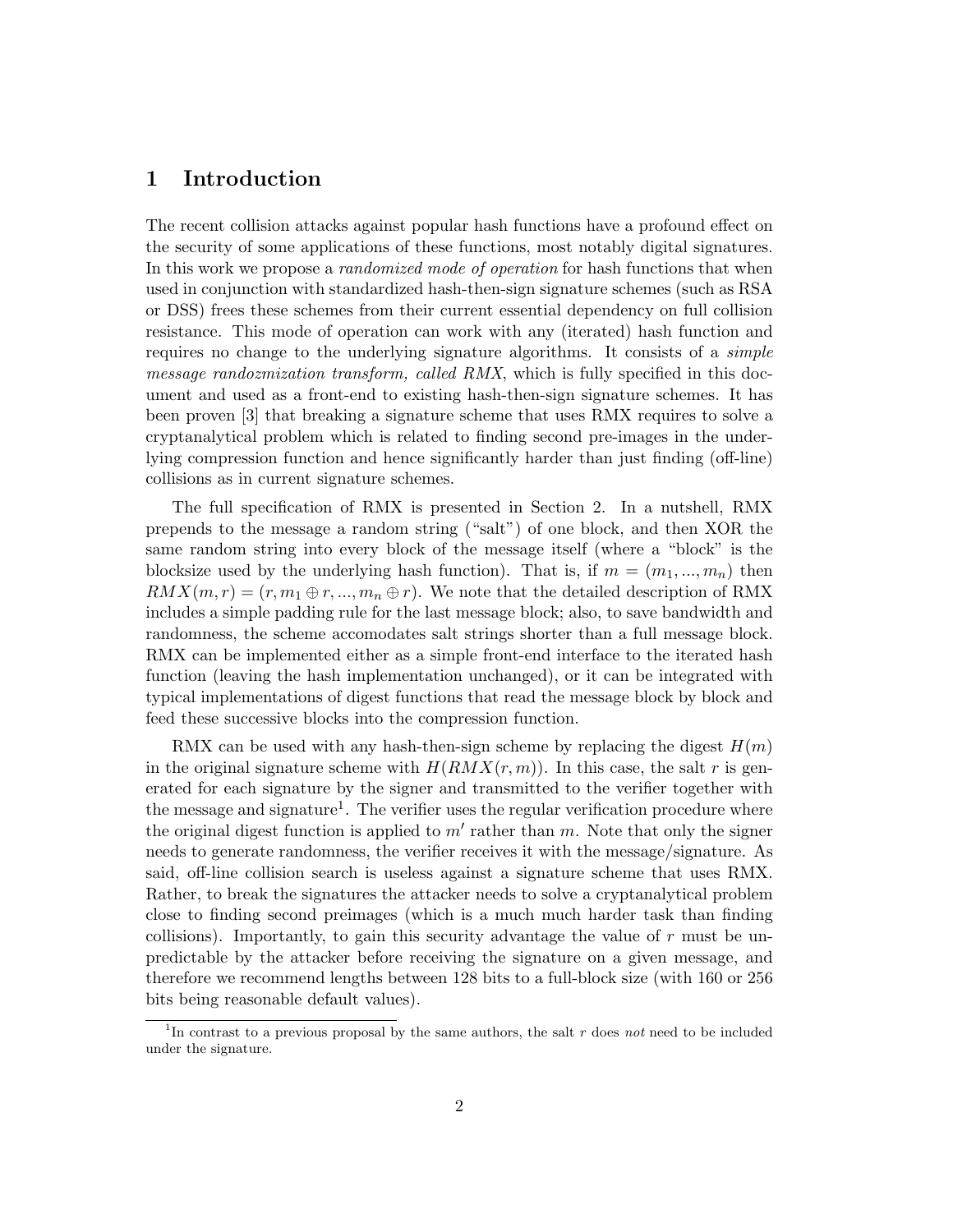# 1 Introduction

The recent collision attacks against popular hash functions have a profound effect on the security of some applications of these functions, most notably digital signatures. In this work we propose a *randomized mode of operation* for hash functions that when used in conjunction with standardized hash-then-sign signature schemes (such as RSA or DSS) frees these schemes from their current essential dependency on full collision resistance. This mode of operation can work with any (iterated) hash function and requires no change to the underlying signature algorithms. It consists of a *simple message randozmization transform, called RMX*, which is fully specified in this document and used as a front-end to existing hash-then-sign signature schemes. It has been proven [3] that breaking a signature scheme that uses RMX requires to solve a cryptanalytical problem which is related to finding second pre-images in the underlying compression function and hence significantly harder than just finding (off-line) collisions as in current signature schemes.

The full specification of RMX is presented in Section 2. In a nutshell, RMX prepends to the message a random string ("salt") of one block, and then XOR the same random string into every block of the message itself (where a "block" is the blocksize used by the underlying hash function). That is, if $m = (m_1, ..., m_n)$ then $RMX(m, r) = (r, m_1 \oplus r, ..., m_n \oplus r)$. We note that the detailed description of RMX includes a simple padding rule for the last message block; also, to save bandwidth and randomness, the scheme accomodates salt strings shorter than a full message block. RMX can be implemented either as a simple front-end interface to the iterated hash function (leaving the hash implementation unchanged), or it can be integrated with typical implementations of digest functions that read the message block by block and feed these successive blocks into the compression function.

RMX can be used with any hash-then-sign scheme by replacing the digest $H(m)$ in the original signature scheme with $H(RMX(r, m))$. In this case, the salt $r$ is generated for each signature by the signer and transmitted to the verifier together with the message and signature[1]. The verifier uses the regular verification procedure where the original digest function is applied to $m'$ rather than $m$. Note that only the signer needs to generate randomness, the verifier receives it with the message/signature. As said, off-line collision search is useless against a signature scheme that uses RMX. Rather, to break the signatures the attacker needs to solve a cryptanalytical problem close to finding second preimages (which is a much much harder task than finding collisions). Importantly, to gain this security advantage the value of $r$ must be unpredictable by the attacker before receiving the signature on a given message, and therefore we recommend lengths between 128 bits to a full-block size (with 160 or 256 bits being reasonable default values).

[1] In contrast to a previous proposal by the same authors, the salt $r$ does *not* need to be included under the signature.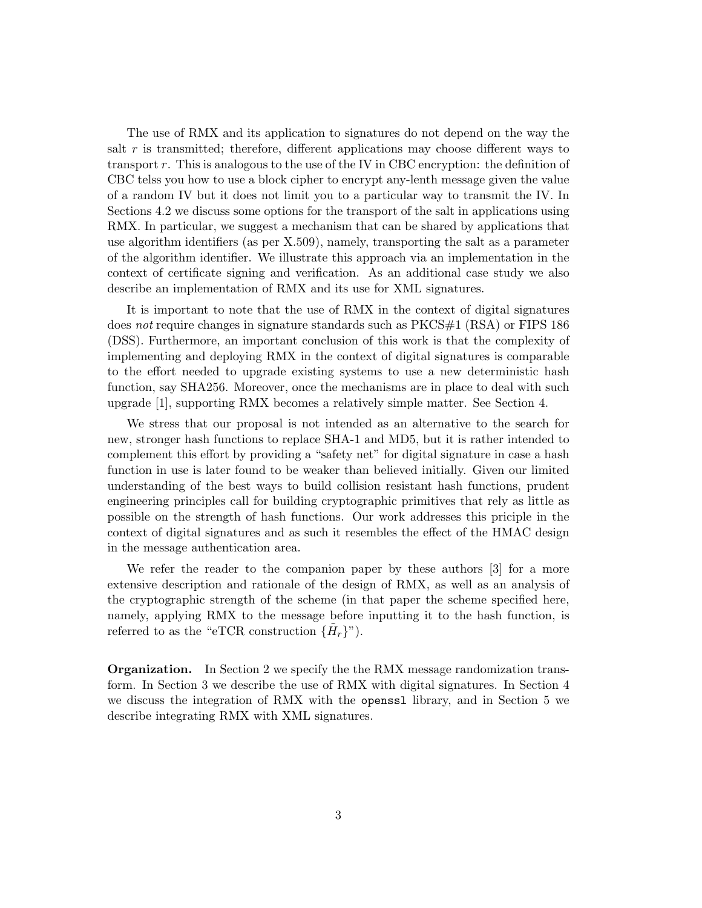The use of RMX and its application to signatures do not depend on the way the salt $r$ is transmitted; therefore, different applications may choose different ways to transport $r$. This is analogous to the use of the IV in CBC encryption: the definition of CBC telss you how to use a block cipher to encrypt any-lenth message given the value of a random IV but it does not limit you to a particular way to transmit the IV. In Sections 4.2 we discuss some options for the transport of the salt in applications using RMX. In particular, we suggest a mechanism that can be shared by applications that use algorithm identifiers (as per X.509), namely, transporting the salt as a parameter of the algorithm identifier. We illustrate this approach via an implementation in the context of certificate signing and verification. As an additional case study we also describe an implementation of RMX and its use for XML signatures.

It is important to note that the use of RMX in the context of digital signatures does *not* require changes in signature standards such as PKCS#1 (RSA) or FIPS 186 (DSS). Furthermore, an important conclusion of this work is that the complexity of implementing and deploying RMX in the context of digital signatures is comparable to the effort needed to upgrade existing systems to use a new deterministic hash function, say SHA256. Moreover, once the mechanisms are in place to deal with such upgrade [1], supporting RMX becomes a relatively simple matter. See Section 4.

We stress that our proposal is not intended as an alternative to the search for new, stronger hash functions to replace SHA-1 and MD5, but it is rather intended to complement this effort by providing a "safety net" for digital signature in case a hash function in use is later found to be weaker than believed initially. Given our limited understanding of the best ways to build collision resistant hash functions, prudent engineering principles call for building cryptographic primitives that rely as little as possible on the strength of hash functions. Our work addresses this priciple in the context of digital signatures and as such it resembles the effect of the HMAC design in the message authentication area.

We refer the reader to the companion paper by these authors [3] for a more extensive description and rationale of the design of RMX, as well as an analysis of the cryptographic strength of the scheme (in that paper the scheme specified here, namely, applying RMX to the message before inputting it to the hash function, is referred to as the "eTCR construction $\{\tilde{H}_r\}$").

**Organization.** In Section 2 we specify the the RMX message randomization transform. In Section 3 we describe the use of RMX with digital signatures. In Section 4 we discuss the integration of RMX with the `openssl` library, and in Section 5 we describe integrating RMX with XML signatures.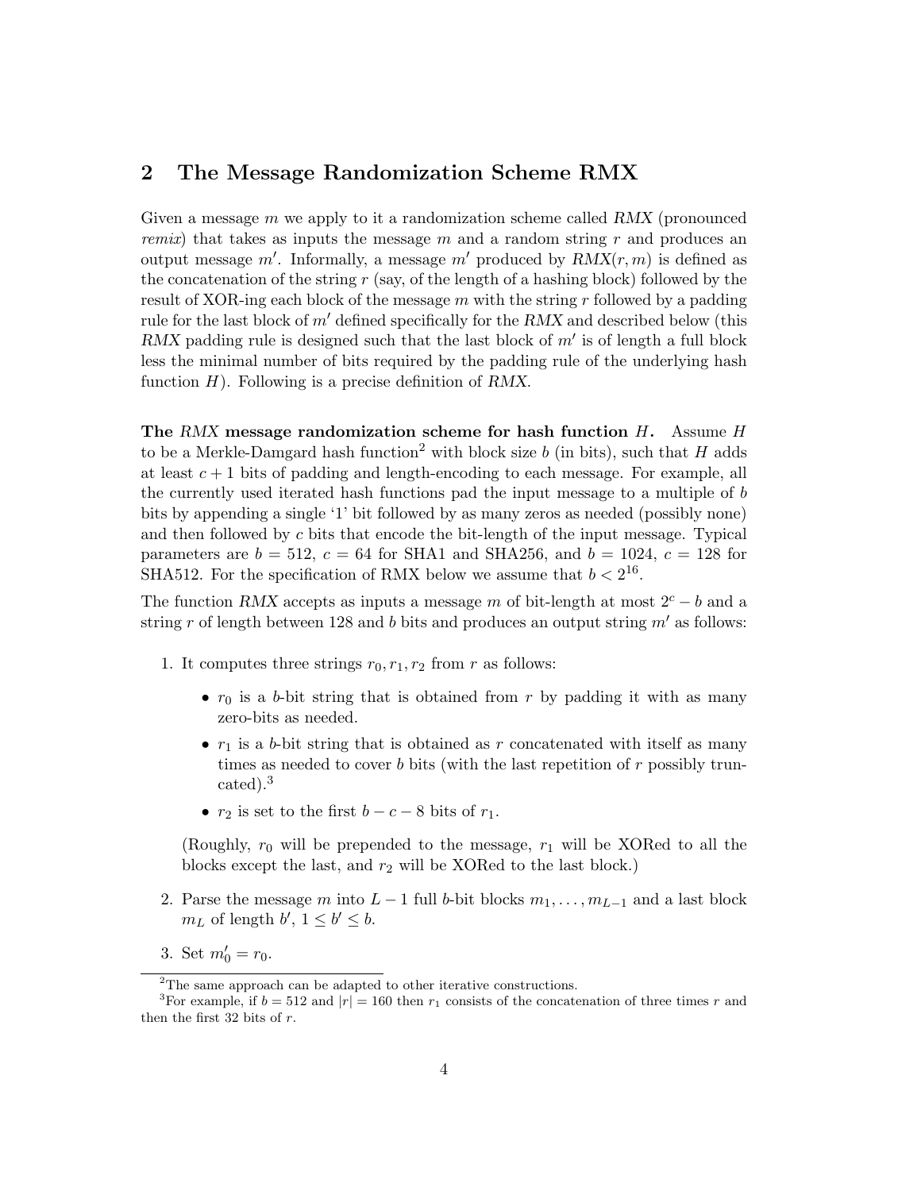## 2 The Message Randomization Scheme RMX

Given a message $m$ we apply to it a randomization scheme called *RMX* (pronounced *remix*) that takes as inputs the message $m$ and a random string $r$ and produces an output message $m'$. Informally, a message $m'$ produced by *RMX*$(r, m)$ is defined as the concatenation of the string $r$ (say, of the length of a hashing block) followed by the result of XOR-ing each block of the message $m$ with the string $r$ followed by a padding rule for the last block of $m'$ defined specifically for the *RMX* and described below (this *RMX* padding rule is designed such that the last block of $m'$ is of length a full block less the minimal number of bits required by the padding rule of the underlying hash function $H$). Following is a precise definition of *RMX*.

**The *RMX* message randomization scheme for hash function $H$.** Assume $H$ to be a Merkle-Damgard hash function[2] with block size $b$ (in bits), such that $H$ adds at least $c + 1$ bits of padding and length-encoding to each message. For example, all the currently used iterated hash functions pad the input message to a multiple of $b$ bits by appending a single '1' bit followed by as many zeros as needed (possibly none) and then followed by $c$ bits that encode the bit-length of the input message. Typical parameters are $b = 512$, $c = 64$ for SHA1 and SHA256, and $b = 1024$, $c = 128$ for SHA512. For the specification of RMX below we assume that $b < 2^{16}$.

The function *RMX* accepts as inputs a message $m$ of bit-length at most $2^c - b$ and a string $r$ of length between 128 and $b$ bits and produces an output string $m'$ as follows:

1. It computes three strings $r_0, r_1, r_2$ from $r$ as follows:
   - $r_0$ is a $b$-bit string that is obtained from $r$ by padding it with as many zero-bits as needed.
   - $r_1$ is a $b$-bit string that is obtained as $r$ concatenated with itself as many times as needed to cover $b$ bits (with the last repetition of $r$ possibly truncated).[3]
   - $r_2$ is set to the first $b - c - 8$ bits of $r_1$.

   (Roughly, $r_0$ will be prepended to the message, $r_1$ will be XORed to all the blocks except the last, and $r_2$ will be XORed to the last block.)

2. Parse the message $m$ into $L - 1$ full $b$-bit blocks $m_1, \ldots, m_{L-1}$ and a last block $m_L$ of length $b'$, $1 \leq b' \leq b$.

3. Set $m'_0 = r_0$.

---

[2] The same approach can be adapted to other iterative constructions.

[3] For example, if $b = 512$ and $|r| = 160$ then $r_1$ consists of the concatenation of three times $r$ and then the first 32 bits of $r$.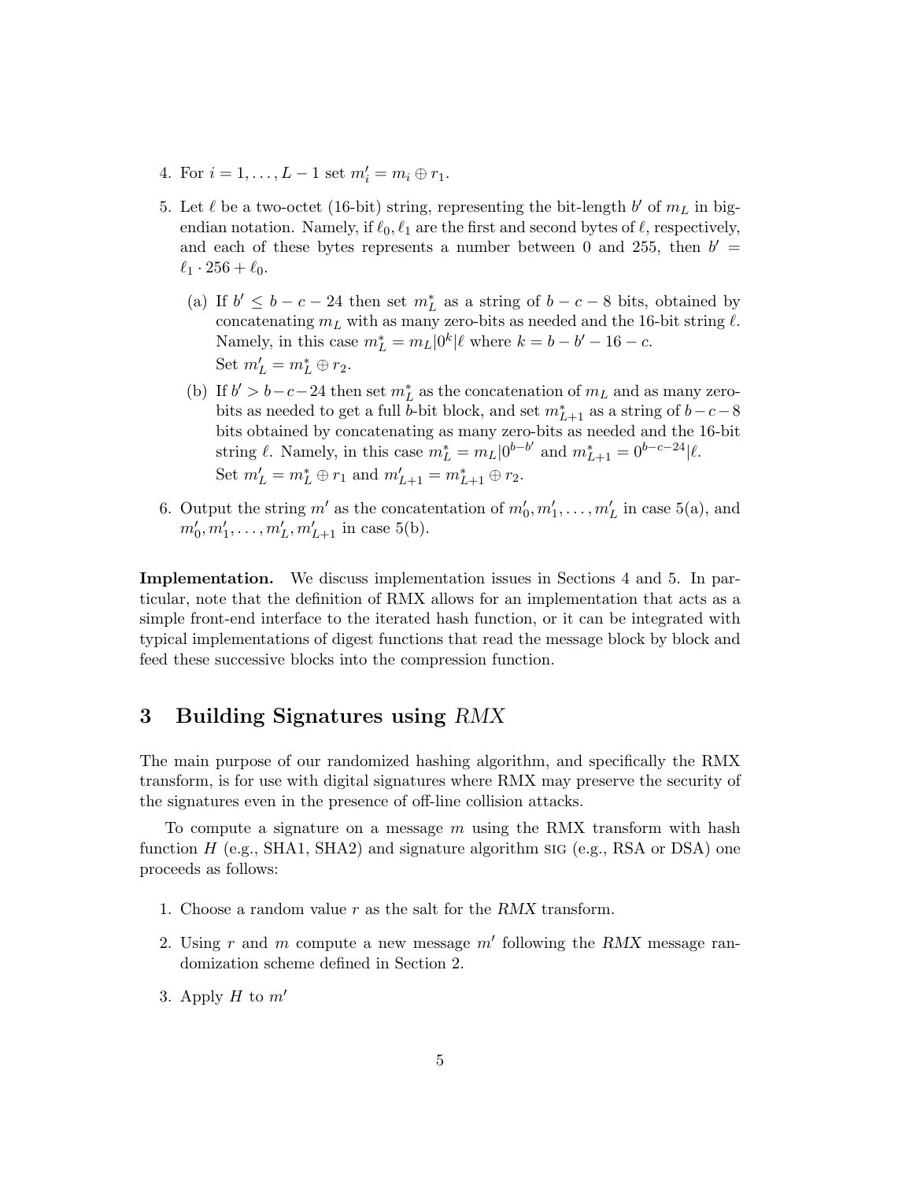4. For $i = 1, \ldots, L-1$ set $m'_i = m_i \oplus r_1$.

5. Let $\ell$ be a two-octet (16-bit) string, representing the bit-length $b'$ of $m_L$ in big-endian notation. Namely, if $\ell_0, \ell_1$ are the first and second bytes of $\ell$, respectively, and each of these bytes represents a number between 0 and 255, then $b' = \ell_1 \cdot 256 + \ell_0$.

   (a) If $b' \le b - c - 24$ then set $m^*_L$ as a string of $b - c - 8$ bits, obtained by concatenating $m_L$ with as many zero-bits as needed and the 16-bit string $\ell$. Namely, in this case $m^*_L = m_L | 0^k | \ell$ where $k = b - b' - 16 - c$.
   Set $m'_L = m^*_L \oplus r_2$.

   (b) If $b' > b - c - 24$ then set $m^*_L$ as the concatenation of $m_L$ and as many zero-bits as needed to get a full $b$-bit block, and set $m^*_{L+1}$ as a string of $b - c - 8$ bits obtained by concatenating as many zero-bits as needed and the 16-bit string $\ell$. Namely, in this case $m^*_L = m_L | 0^{b-b'}$ and $m^*_{L+1} = 0^{b-c-24} | \ell$.
   Set $m'_L = m^*_L \oplus r_1$ and $m'_{L+1} = m^*_{L+1} \oplus r_2$.

6. Output the string $m'$ as the concatentation of $m'_0, m'_1, \ldots, m'_L$ in case 5(a), and $m'_0, m'_1, \ldots, m'_L, m'_{L+1}$ in case 5(b).

**Implementation.** We discuss implementation issues in Sections 4 and 5. In particular, note that the definition of RMX allows for an implementation that acts as a simple front-end interface to the iterated hash function, or it can be integrated with typical implementations of digest functions that read the message block by block and feed these successive blocks into the compression function.

# 3 Building Signatures using *RMX*

The main purpose of our randomized hashing algorithm, and specifically the RMX transform, is for use with digital signatures where RMX may preserve the security of the signatures even in the presence of off-line collision attacks.

To compute a signature on a message $m$ using the RMX transform with hash function $H$ (e.g., SHA1, SHA2) and signature algorithm SIG (e.g., RSA or DSA) one proceeds as follows:

1. Choose a random value $r$ as the salt for the *RMX* transform.

2. Using $r$ and $m$ compute a new message $m'$ following the *RMX* message randomization scheme defined in Section 2.

3. Apply $H$ to $m'$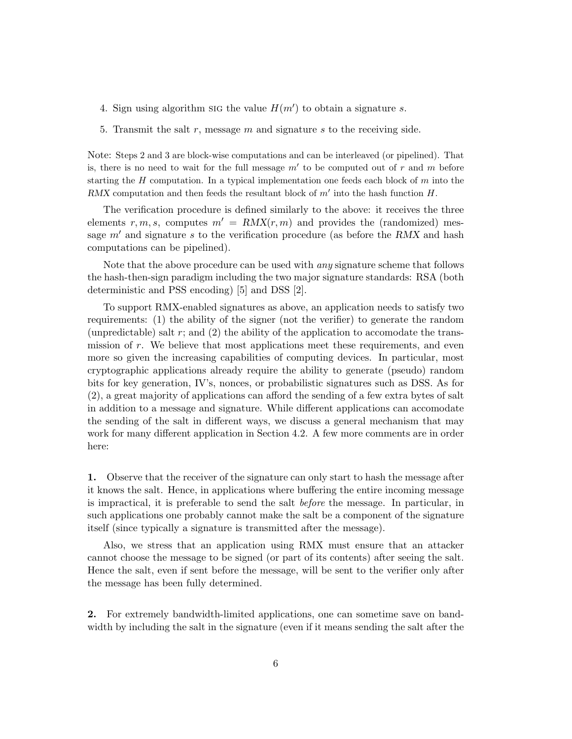4. Sign using algorithm SIG the value $H(m')$ to obtain a signature $s$.
5. Transmit the salt $r$, message $m$ and signature $s$ to the receiving side.

Note: Steps 2 and 3 are block-wise computations and can be interleaved (or pipelined). That is, there is no need to wait for the full message $m'$ to be computed out of $r$ and $m$ before starting the $H$ computation. In a typical implementation one feeds each block of $m$ into the *RMX* computation and then feeds the resultant block of $m'$ into the hash function $H$.

The verification procedure is defined similarly to the above: it receives the three elements $r, m, s$, computes $m' = RMX(r, m)$ and provides the (randomized) message $m'$ and signature $s$ to the verification procedure (as before the *RMX* and hash computations can be pipelined).

Note that the above procedure can be used with *any* signature scheme that follows the hash-then-sign paradigm including the two major signature standards: RSA (both deterministic and PSS encoding) [5] and DSS [2].

To support RMX-enabled signatures as above, an application needs to satisfy two requirements: (1) the ability of the signer (not the verifier) to generate the random (unpredictable) salt $r$; and (2) the ability of the application to accomodate the transmission of $r$. We believe that most applications meet these requirements, and even more so given the increasing capabilities of computing devices. In particular, most cryptographic applications already require the ability to generate (pseudo) random bits for key generation, IV's, nonces, or probabilistic signatures such as DSS. As for (2), a great majority of applications can afford the sending of a few extra bytes of salt in addition to a message and signature. While different applications can accomodate the sending of the salt in different ways, we discuss a general mechanism that may work for many different application in Section 4.2. A few more comments are in order here:

**1.** Observe that the receiver of the signature can only start to hash the message after it knows the salt. Hence, in applications where buffering the entire incoming message is impractical, it is preferable to send the salt *before* the message. In particular, in such applications one probably cannot make the salt be a component of the signature itself (since typically a signature is transmitted after the message).

Also, we stress that an application using RMX must ensure that an attacker cannot choose the message to be signed (or part of its contents) after seeing the salt. Hence the salt, even if sent before the message, will be sent to the verifier only after the message has been fully determined.

**2.** For extremely bandwidth-limited applications, one can sometime save on bandwidth by including the salt in the signature (even if it means sending the salt after the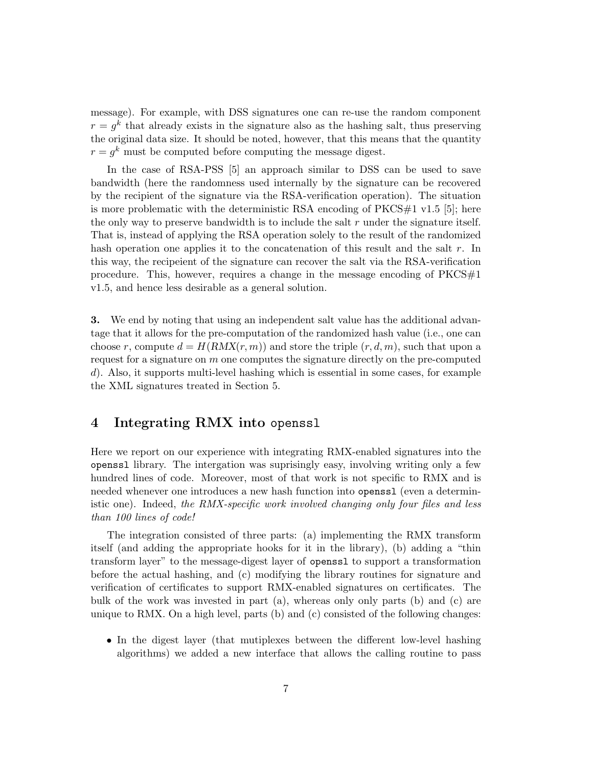message). For example, with DSS signatures one can re-use the random component $r = g^k$ that already exists in the signature also as the hashing salt, thus preserving the original data size. It should be noted, however, that this means that the quantity $r = g^k$ must be computed before computing the message digest.

In the case of RSA-PSS [5] an approach similar to DSS can be used to save bandwidth (here the randomness used internally by the signature can be recovered by the recipient of the signature via the RSA-verification operation). The situation is more problematic with the deterministic RSA encoding of PKCS#1 v1.5 [5]; here the only way to preserve bandwidth is to include the salt $r$ under the signature itself. That is, instead of applying the RSA operation solely to the result of the randomized hash operation one applies it to the concatenation of this result and the salt $r$. In this way, the recipeient of the signature can recover the salt via the RSA-verification procedure. This, however, requires a change in the message encoding of PKCS#1 v1.5, and hence less desirable as a general solution.

**3.** We end by noting that using an independent salt value has the additional advantage that it allows for the pre-computation of the randomized hash value (i.e., one can choose $r$, compute $d = H(RMX(r, m))$ and store the triple $(r, d, m)$, such that upon a request for a signature on $m$ one computes the signature directly on the pre-computed $d$). Also, it supports multi-level hashing which is essential in some cases, for example the XML signatures treated in Section 5.

## 4 Integrating RMX into `openssl`

Here we report on our experience with integrating RMX-enabled signatures into the `openssl` library. The intergation was suprisingly easy, involving writing only a few hundred lines of code. Moreover, most of that work is not specific to RMX and is needed whenever one introduces a new hash function into `openssl` (even a deterministic one). Indeed, *the RMX-specific work involved changing only four files and less than 100 lines of code!*

The integration consisted of three parts: (a) implementing the RMX transform itself (and adding the appropriate hooks for it in the library), (b) adding a "thin transform layer" to the message-digest layer of `openssl` to support a transformation before the actual hashing, and (c) modifying the library routines for signature and verification of certificates to support RMX-enabled signatures on certificates. The bulk of the work was invested in part (a), whereas only only parts (b) and (c) are unique to RMX. On a high level, parts (b) and (c) consisted of the following changes:

- In the digest layer (that mutiplexes between the different low-level hashing algorithms) we added a new interface that allows the calling routine to pass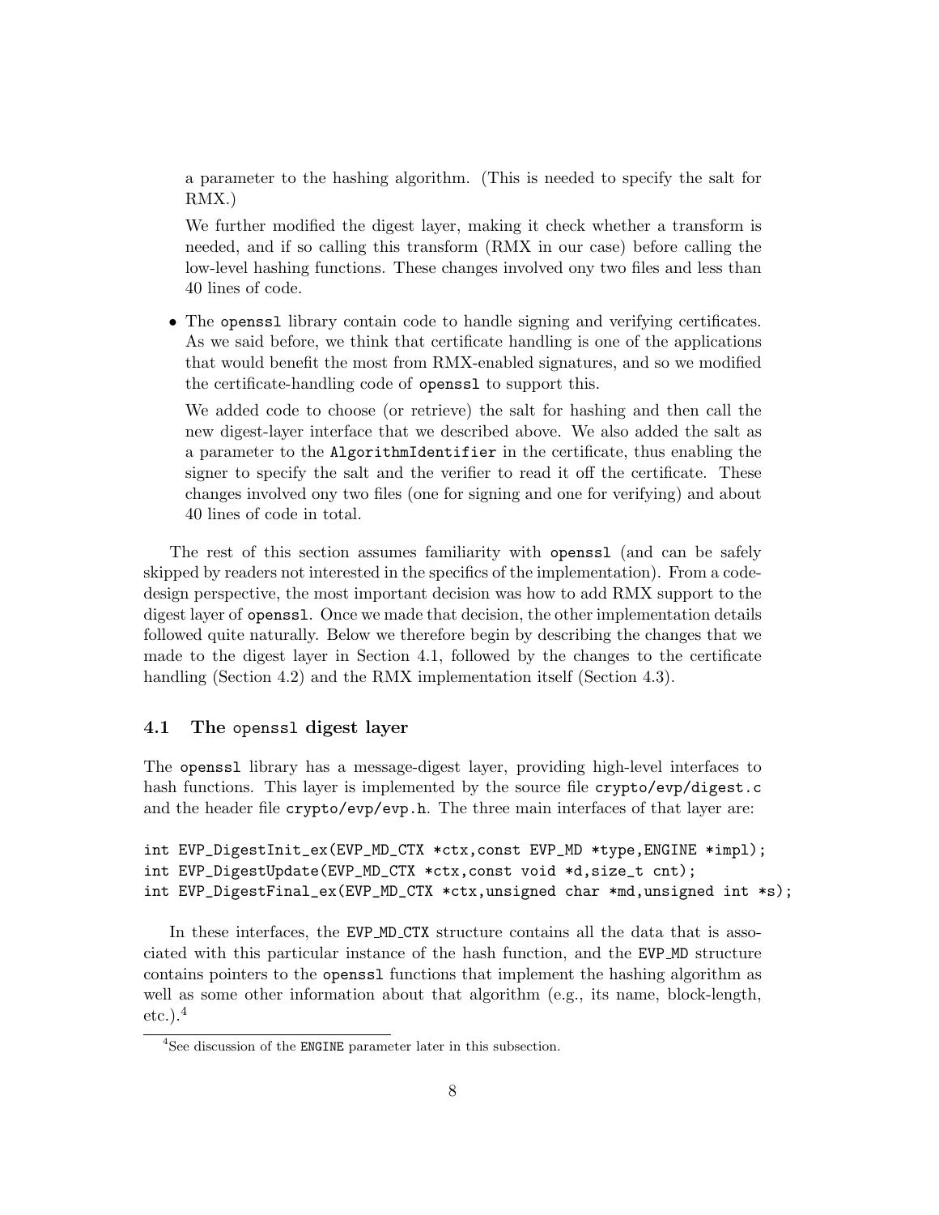a parameter to the hashing algorithm. (This is needed to specify the salt for RMX.)

We further modified the digest layer, making it check whether a transform is needed, and if so calling this transform (RMX in our case) before calling the low-level hashing functions. These changes involved ony two files and less than 40 lines of code.

- The `openssl` library contain code to handle signing and verifying certificates. As we said before, we think that certificate handling is one of the applications that would benefit the most from RMX-enabled signatures, and so we modified the certificate-handling code of `openssl` to support this.

  We added code to choose (or retrieve) the salt for hashing and then call the new digest-layer interface that we described above. We also added the salt as a parameter to the `AlgorithmIdentifier` in the certificate, thus enabling the signer to specify the salt and the verifier to read it off the certificate. These changes involved ony two files (one for signing and one for verifying) and about 40 lines of code in total.

The rest of this section assumes familiarity with `openssl` (and can be safely skipped by readers not interested in the specifics of the implementation). From a code-design perspective, the most important decision was how to add RMX support to the digest layer of `openssl`. Once we made that decision, the other implementation details followed quite naturally. Below we therefore begin by describing the changes that we made to the digest layer in Section 4.1, followed by the changes to the certificate handling (Section 4.2) and the RMX implementation itself (Section 4.3).

### 4.1 The `openssl` digest layer

The `openssl` library has a message-digest layer, providing high-level interfaces to hash functions. This layer is implemented by the source file `crypto/evp/digest.c` and the header file `crypto/evp/evp.h`. The three main interfaces of that layer are:

```
int EVP_DigestInit_ex(EVP_MD_CTX *ctx,const EVP_MD *type,ENGINE *impl);
int EVP_DigestUpdate(EVP_MD_CTX *ctx,const void *d,size_t cnt);
int EVP_DigestFinal_ex(EVP_MD_CTX *ctx,unsigned char *md,unsigned int *s);
```

In these interfaces, the `EVP_MD_CTX` structure contains all the data that is associated with this particular instance of the hash function, and the `EVP_MD` structure contains pointers to the `openssl` functions that implement the hashing algorithm as well as some other information about that algorithm (e.g., its name, block-length, etc.).[4]

[4] See discussion of the `ENGINE` parameter later in this subsection.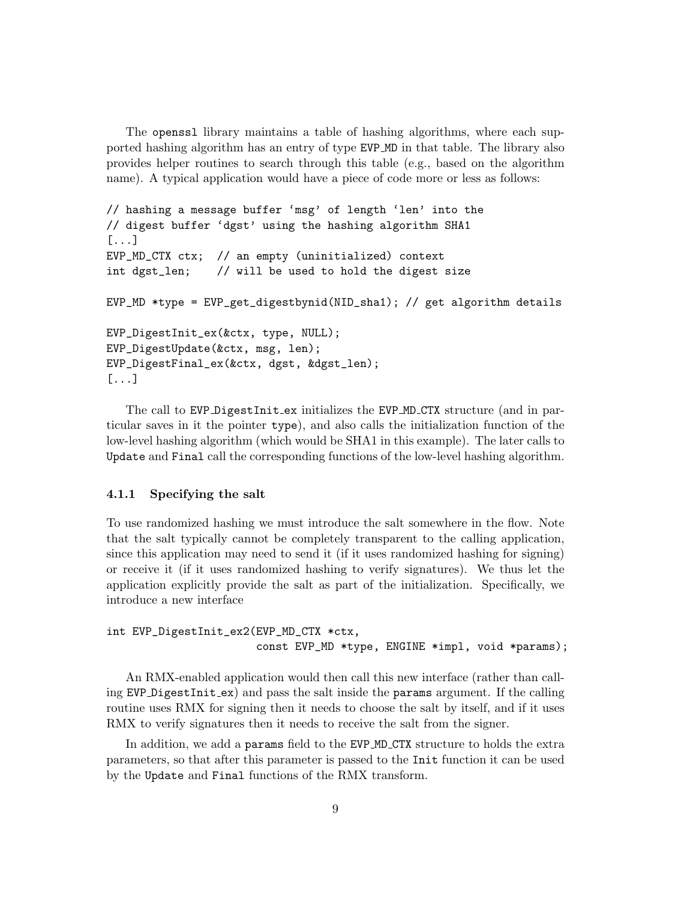The openssl library maintains a table of hashing algorithms, where each supported hashing algorithm has an entry of type EVP_MD in that table. The library also provides helper routines to search through this table (e.g., based on the algorithm name). A typical application would have a piece of code more or less as follows:

```
// hashing a message buffer ‘msg’ of length ‘len’ into the
// digest buffer ‘dgst’ using the hashing algorithm SHA1
[...]
EVP_MD_CTX ctx;  // an empty (uninitialized) context
int dgst_len;    // will be used to hold the digest size

EVP_MD *type = EVP_get_digestbynid(NID_sha1); // get algorithm details

EVP_DigestInit_ex(&ctx, type, NULL);
EVP_DigestUpdate(&ctx, msg, len);
EVP_DigestFinal_ex(&ctx, dgst, &dgst_len);
[...]
```

The call to `EVP_DigestInit_ex` initializes the `EVP_MD_CTX` structure (and in particular saves in it the pointer `type`), and also calls the initialization function of the low-level hashing algorithm (which would be SHA1 in this example). The later calls to `Update` and `Final` call the corresponding functions of the low-level hashing algorithm.

### 4.1.1 Specifying the salt

To use randomized hashing we must introduce the salt somewhere in the flow. Note that the salt typically cannot be completely transparent to the calling application, since this application may need to send it (if it uses randomized hashing for signing) or receive it (if it uses randomized hashing to verify signatures). We thus let the application explicitly provide the salt as part of the initialization. Specifically, we introduce a new interface

```
int EVP_DigestInit_ex2(EVP_MD_CTX *ctx,
                       const EVP_MD *type, ENGINE *impl, void *params);
```

An RMX-enabled application would then call this new interface (rather than calling `EVP_DigestInit_ex`) and pass the salt inside the `params` argument. If the calling routine uses RMX for signing then it needs to choose the salt by itself, and if it uses RMX to verify signatures then it needs to receive the salt from the signer.

In addition, we add a `params` field to the `EVP_MD_CTX` structure to holds the extra parameters, so that after this parameter is passed to the `Init` function it can be used by the `Update` and `Final` functions of the RMX transform.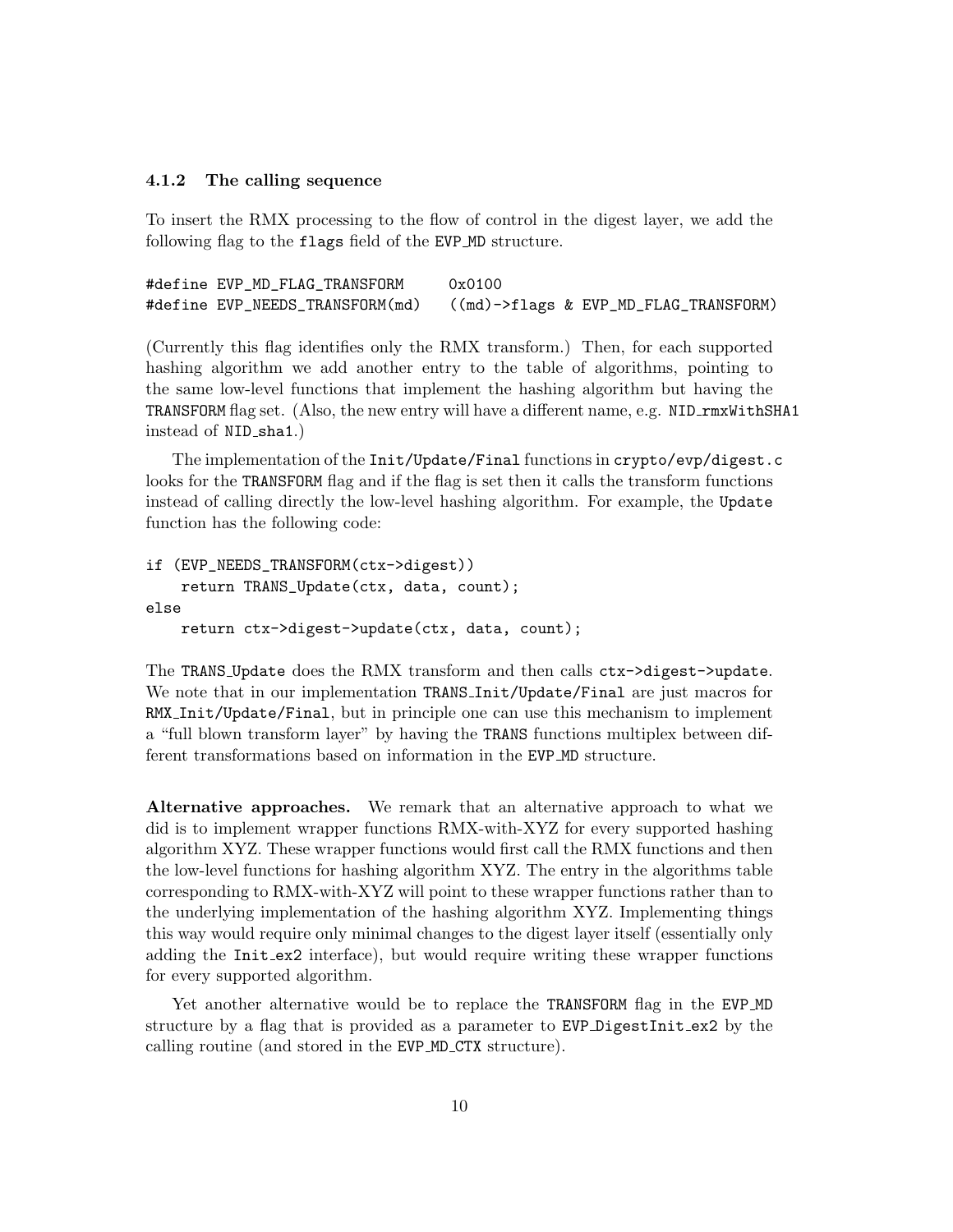### 4.1.2 The calling sequence

To insert the RMX processing to the flow of control in the digest layer, we add the following flag to the `flags` field of the `EVP_MD` structure.

```
#define EVP_MD_FLAG_TRANSFORM      0x0100
#define EVP_NEEDS_TRANSFORM(md)    ((md)->flags & EVP_MD_FLAG_TRANSFORM)
```

(Currently this flag identifies only the RMX transform.) Then, for each supported hashing algorithm we add another entry to the table of algorithms, pointing to the same low-level functions that implement the hashing algorithm but having the `TRANSFORM` flag set. (Also, the new entry will have a different name, e.g. `NID_rmxWithSHA1` instead of `NID_sha1`.)

The implementation of the `Init/Update/Final` functions in `crypto/evp/digest.c` looks for the `TRANSFORM` flag and if the flag is set then it calls the transform functions instead of calling directly the low-level hashing algorithm. For example, the `Update` function has the following code:

```
if (EVP_NEEDS_TRANSFORM(ctx->digest))
    return TRANS_Update(ctx, data, count);
else
    return ctx->digest->update(ctx, data, count);
```

The `TRANS_Update` does the RMX transform and then calls `ctx->digest->update`. We note that in our implementation `TRANS_Init/Update/Final` are just macros for `RMX_Init/Update/Final`, but in principle one can use this mechanism to implement a "full blown transform layer" by having the `TRANS` functions multiplex between different transformations based on information in the `EVP_MD` structure.

**Alternative approaches.** We remark that an alternative approach to what we did is to implement wrapper functions RMX-with-XYZ for every supported hashing algorithm XYZ. These wrapper functions would first call the RMX functions and then the low-level functions for hashing algorithm XYZ. The entry in the algorithms table corresponding to RMX-with-XYZ will point to these wrapper functions rather than to the underlying implementation of the hashing algorithm XYZ. Implementing things this way would require only minimal changes to the digest layer itself (essentially only adding the `Init_ex2` interface), but would require writing these wrapper functions for every supported algorithm.

Yet another alternative would be to replace the `TRANSFORM` flag in the `EVP_MD` structure by a flag that is provided as a parameter to `EVP_DigestInit_ex2` by the calling routine (and stored in the `EVP_MD_CTX` structure).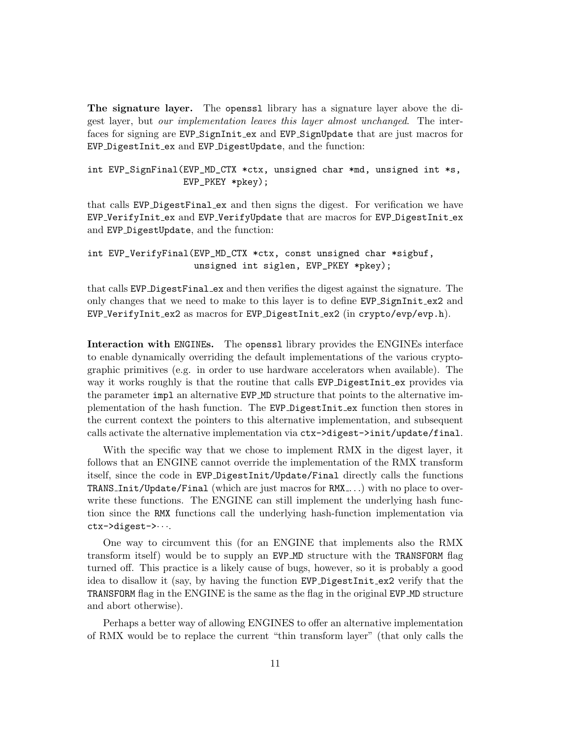**The signature layer.** The `openssl` library has a signature layer above the digest layer, but *our implementation leaves this layer almost unchanged*. The interfaces for signing are `EVP_SignInit_ex` and `EVP_SignUpdate` that are just macros for `EVP_DigestInit_ex` and `EVP_DigestUpdate`, and the function:

```
int EVP_SignFinal(EVP_MD_CTX *ctx, unsigned char *md, unsigned int *s,
                  EVP_PKEY *pkey);
```

that calls `EVP_DigestFinal_ex` and then signs the digest. For verification we have `EVP_VerifyInit_ex` and `EVP_VerifyUpdate` that are macros for `EVP_DigestInit_ex` and `EVP_DigestUpdate`, and the function:

```
int EVP_VerifyFinal(EVP_MD_CTX *ctx, const unsigned char *sigbuf,
                    unsigned int siglen, EVP_PKEY *pkey);
```

that calls `EVP_DigestFinal_ex` and then verifies the digest against the signature. The only changes that we need to make to this layer is to define `EVP_SignInit_ex2` and `EVP_VerifyInit_ex2` as macros for `EVP_DigestInit_ex2` (in `crypto/evp/evp.h`).

**Interaction with `ENGINE`s.** The `openssl` library provides the ENGINEs interface to enable dynamically overriding the default implementations of the various cryptographic primitives (e.g. in order to use hardware accelerators when available). The way it works roughly is that the routine that calls `EVP_DigestInit_ex` provides via the parameter `impl` an alternative `EVP_MD` structure that points to the alternative implementation of the hash function. The `EVP_DigestInit_ex` function then stores in the current context the pointers to this alternative implementation, and subsequent calls activate the alternative implementation via `ctx->digest->init/update/final`.

With the specific way that we chose to implement RMX in the digest layer, it follows that an ENGINE cannot override the implementation of the RMX transform itself, since the code in `EVP_DigestInit/Update/Final` directly calls the functions `TRANS_Init/Update/Final` (which are just macros for `RMX_...`) with no place to overwrite these functions. The ENGINE can still implement the underlying hash function since the `RMX` functions call the underlying hash-function implementation via `ctx->digest->...`.

One way to circumvent this (for an ENGINE that implements also the RMX transform itself) would be to supply an `EVP_MD` structure with the `TRANSFORM` flag turned off. This practice is a likely cause of bugs, however, so it is probably a good idea to disallow it (say, by having the function `EVP_DigestInit_ex2` verify that the `TRANSFORM` flag in the ENGINE is the same as the flag in the original `EVP_MD` structure and abort otherwise).

Perhaps a better way of allowing ENGINES to offer an alternative implementation of RMX would be to replace the current "thin transform layer" (that only calls the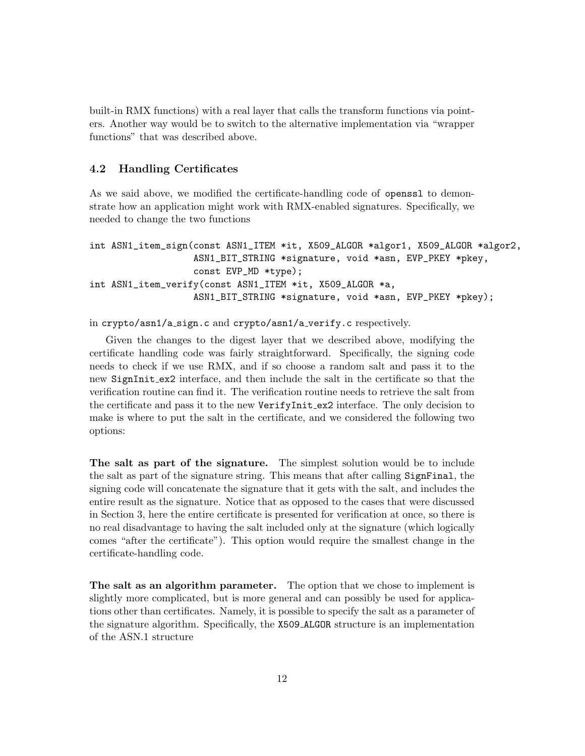built-in RMX functions) with a real layer that calls the transform functions via pointers. Another way would be to switch to the alternative implementation via "wrapper functions" that was described above.

### 4.2 Handling Certificates

As we said above, we modified the certificate-handling code of `openssl` to demonstrate how an application might work with RMX-enabled signatures. Specifically, we needed to change the two functions

```
int ASN1_item_sign(const ASN1_ITEM *it, X509_ALGOR *algor1, X509_ALGOR *algor2,
                   ASN1_BIT_STRING *signature, void *asn, EVP_PKEY *pkey,
                   const EVP_MD *type);
int ASN1_item_verify(const ASN1_ITEM *it, X509_ALGOR *a,
                   ASN1_BIT_STRING *signature, void *asn, EVP_PKEY *pkey);
```

in `crypto/asn1/a_sign.c` and `crypto/asn1/a_verify.c` respectively.

Given the changes to the digest layer that we described above, modifying the certificate handling code was fairly straightforward. Specifically, the signing code needs to check if we use RMX, and if so choose a random salt and pass it to the new `SignInit_ex2` interface, and then include the salt in the certificate so that the verification routine can find it. The verification routine needs to retrieve the salt from the certificate and pass it to the new `VerifyInit_ex2` interface. The only decision to make is where to put the salt in the certificate, and we considered the following two options:

**The salt as part of the signature.** The simplest solution would be to include the salt as part of the signature string. This means that after calling `SignFinal`, the signing code will concatenate the signature that it gets with the salt, and includes the entire result as the signature. Notice that as opposed to the cases that were discussed in Section 3, here the entire certificate is presented for verification at once, so there is no real disadvantage to having the salt included only at the signature (which logically comes "after the certificate"). This option would require the smallest change in the certificate-handling code.

**The salt as an algorithm parameter.** The option that we chose to implement is slightly more complicated, but is more general and can possibly be used for applications other than certificates. Namely, it is possible to specify the salt as a parameter of the signature algorithm. Specifically, the `X509_ALGOR` structure is an implementation of the ASN.1 structure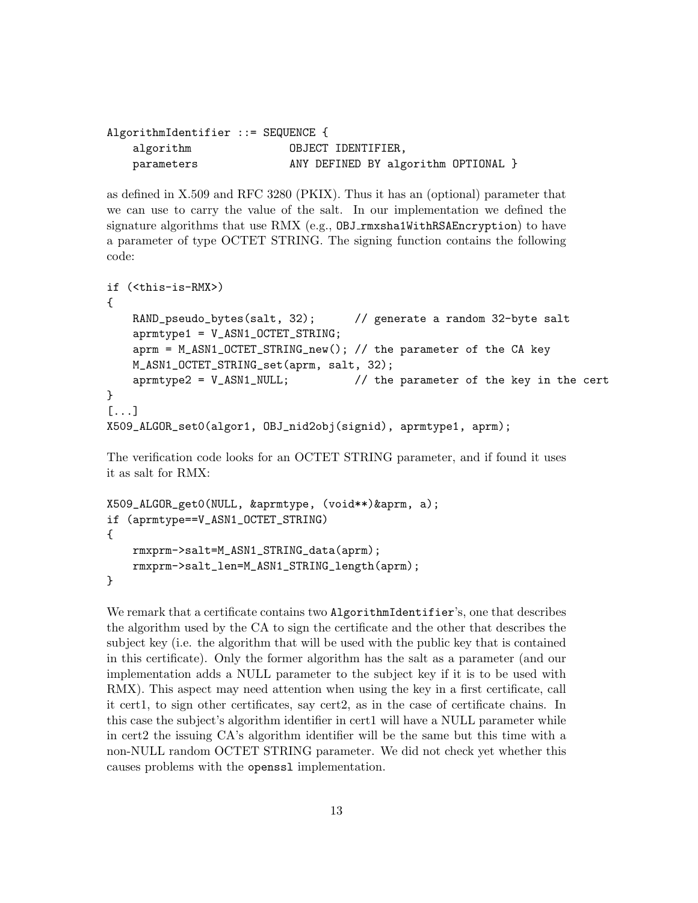```
AlgorithmIdentifier ::= SEQUENCE {
    algorithm               OBJECT IDENTIFIER,
    parameters              ANY DEFINED BY algorithm OPTIONAL }
```

as defined in X.509 and RFC 3280 (PKIX). Thus it has an (optional) parameter that we can use to carry the value of the salt. In our implementation we defined the signature algorithms that use RMX (e.g., `OBJ_rmxsha1WithRSAEncryption`) to have a parameter of type OCTET STRING. The signing function contains the following code:

```
if (<this-is-RMX>)
{
    RAND_pseudo_bytes(salt, 32);      // generate a random 32-byte salt
    aprmtype1 = V_ASN1_OCTET_STRING;
    aprm = M_ASN1_OCTET_STRING_new(); // the parameter of the CA key
    M_ASN1_OCTET_STRING_set(aprm, salt, 32);
    aprmtype2 = V_ASN1_NULL;          // the parameter of the key in the cert
}
[...]
X509_ALGOR_set0(algor1, OBJ_nid2obj(signid), aprmtype1, aprm);
```

The verification code looks for an OCTET STRING parameter, and if found it uses it as salt for RMX:

```
X509_ALGOR_get0(NULL, &aprmtype, (void**)&aprm, a);
if (aprmtype==V_ASN1_OCTET_STRING)
{
    rmxprm->salt=M_ASN1_STRING_data(aprm);
    rmxprm->salt_len=M_ASN1_STRING_length(aprm);
}
```

We remark that a certificate contains two `AlgorithmIdentifier`'s, one that describes the algorithm used by the CA to sign the certificate and the other that describes the subject key (i.e. the algorithm that will be used with the public key that is contained in this certificate). Only the former algorithm has the salt as a parameter (and our implementation adds a NULL parameter to the subject key if it is to be used with RMX). This aspect may need attention when using the key in a first certificate, call it cert1, to sign other certificates, say cert2, as in the case of certificate chains. In this case the subject's algorithm identifier in cert1 will have a NULL parameter while in cert2 the issuing CA's algorithm identifier will be the same but this time with a non-NULL random OCTET STRING parameter. We did not check yet whether this causes problems with the `openssl` implementation.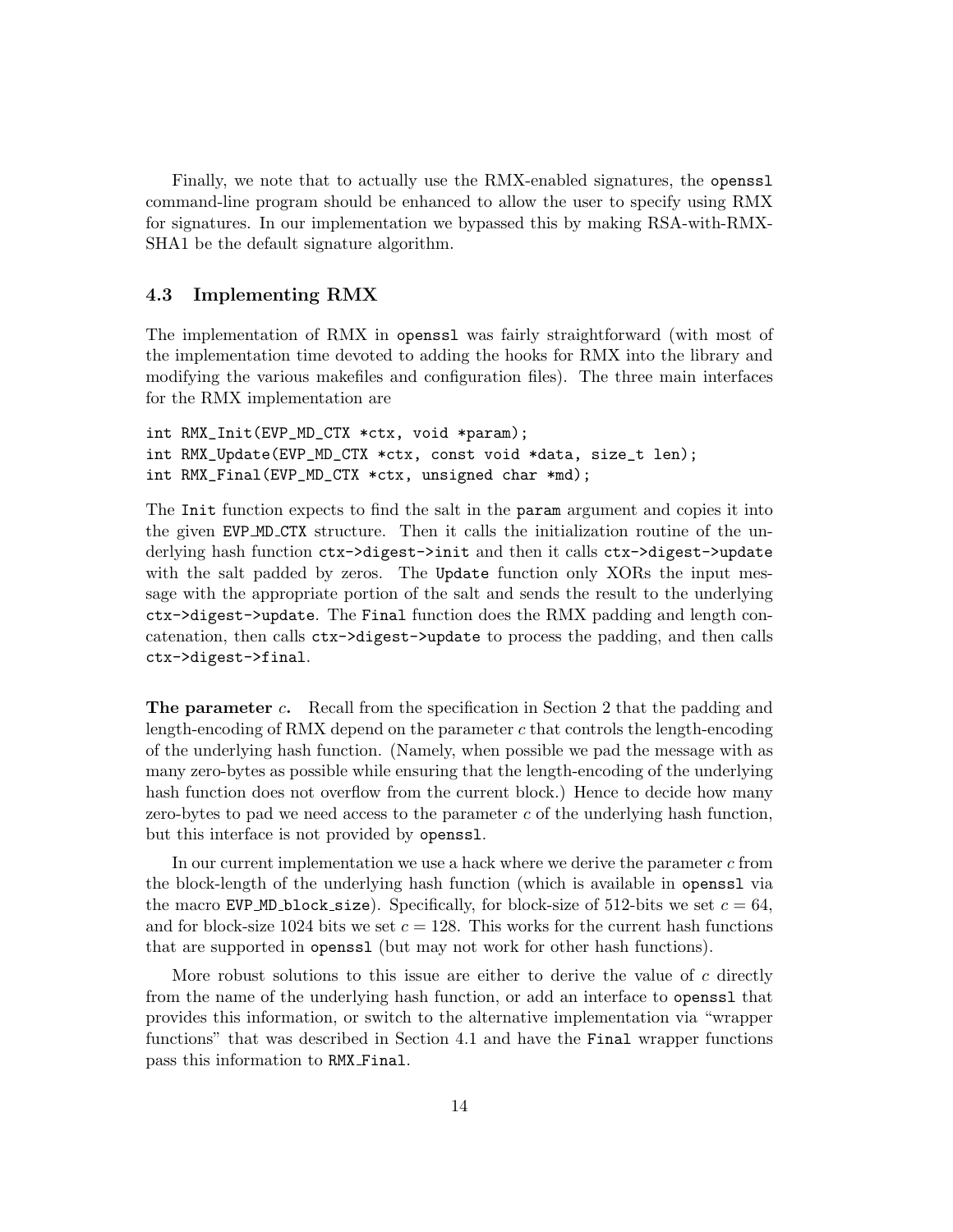Finally, we note that to actually use the RMX-enabled signatures, the `openssl` command-line program should be enhanced to allow the user to specify using RMX for signatures. In our implementation we bypassed this by making RSA-with-RMX-SHA1 be the default signature algorithm.

### 4.3 Implementing RMX

The implementation of RMX in `openssl` was fairly straightforward (with most of the implementation time devoted to adding the hooks for RMX into the library and modifying the various makefiles and configuration files). The three main interfaces for the RMX implementation are

```
int RMX_Init(EVP_MD_CTX *ctx, void *param);
int RMX_Update(EVP_MD_CTX *ctx, const void *data, size_t len);
int RMX_Final(EVP_MD_CTX *ctx, unsigned char *md);
```

The `Init` function expects to find the salt in the `param` argument and copies it into the given `EVP_MD_CTX` structure. Then it calls the initialization routine of the underlying hash function `ctx->digest->init` and then it calls `ctx->digest->update` with the salt padded by zeros. The `Update` function only XORs the input message with the appropriate portion of the salt and sends the result to the underlying `ctx->digest->update`. The `Final` function does the RMX padding and length concatenation, then calls `ctx->digest->update` to process the padding, and then calls `ctx->digest->final`.

**The parameter $c$.** Recall from the specification in Section 2 that the padding and length-encoding of RMX depend on the parameter $c$ that controls the length-encoding of the underlying hash function. (Namely, when possible we pad the message with as many zero-bytes as possible while ensuring that the length-encoding of the underlying hash function does not overflow from the current block.) Hence to decide how many zero-bytes to pad we need access to the parameter $c$ of the underlying hash function, but this interface is not provided by `openssl`.

In our current implementation we use a hack where we derive the parameter $c$ from the block-length of the underlying hash function (which is available in `openssl` via the macro `EVP_MD_block_size`). Specifically, for block-size of 512-bits we set $c = 64$, and for block-size 1024 bits we set $c = 128$. This works for the current hash functions that are supported in `openssl` (but may not work for other hash functions).

More robust solutions to this issue are either to derive the value of $c$ directly from the name of the underlying hash function, or add an interface to `openssl` that provides this information, or switch to the alternative implementation via "wrapper functions" that was described in Section 4.1 and have the `Final` wrapper functions pass this information to `RMX_Final`.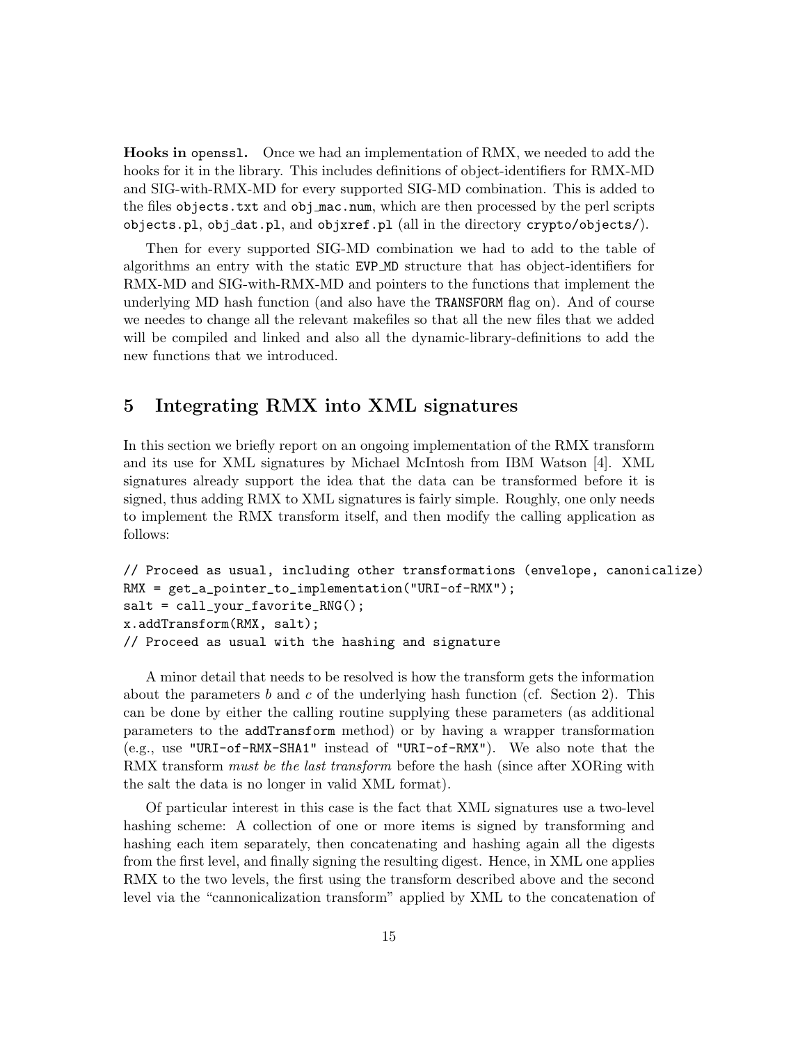**Hooks in `openssl`.** Once we had an implementation of RMX, we needed to add the hooks for it in the library. This includes definitions of object-identifiers for RMX-MD and SIG-with-RMX-MD for every supported SIG-MD combination. This is added to the files `objects.txt` and `obj_mac.num`, which are then processed by the perl scripts `objects.pl`, `obj_dat.pl`, and `objxref.pl` (all in the directory `crypto/objects/`).

Then for every supported SIG-MD combination we had to add to the table of algorithms an entry with the static `EVP_MD` structure that has object-identifiers for RMX-MD and SIG-with-RMX-MD and pointers to the functions that implement the underlying MD hash function (and also have the `TRANSFORM` flag on). And of course we needes to change all the relevant makefiles so that all the new files that we added will be compiled and linked and also all the dynamic-library-definitions to add the new functions that we introduced.

## 5 Integrating RMX into XML signatures

In this section we briefly report on an ongoing implementation of the RMX transform and its use for XML signatures by Michael McIntosh from IBM Watson [4]. XML signatures already support the idea that the data can be transformed before it is signed, thus adding RMX to XML signatures is fairly simple. Roughly, one only needs to implement the RMX transform itself, and then modify the calling application as follows:

```
// Proceed as usual, including other transformations (envelope, canonicalize)
RMX = get_a_pointer_to_implementation("URI-of-RMX");
salt = call_your_favorite_RNG();
x.addTransform(RMX, salt);
// Proceed as usual with the hashing and signature
```

A minor detail that needs to be resolved is how the transform gets the information about the parameters $b$ and $c$ of the underlying hash function (cf. Section 2). This can be done by either the calling routine supplying these parameters (as additional parameters to the `addTransform` method) or by having a wrapper transformation (e.g., use `"URI-of-RMX-SHA1"` instead of `"URI-of-RMX"`). We also note that the RMX transform *must be the last transform* before the hash (since after XORing with the salt the data is no longer in valid XML format).

Of particular interest in this case is the fact that XML signatures use a two-level hashing scheme: A collection of one or more items is signed by transforming and hashing each item separately, then concatenating and hashing again all the digests from the first level, and finally signing the resulting digest. Hence, in XML one applies RMX to the two levels, the first using the transform described above and the second level via the "cannonicalization transform" applied by XML to the concatenation of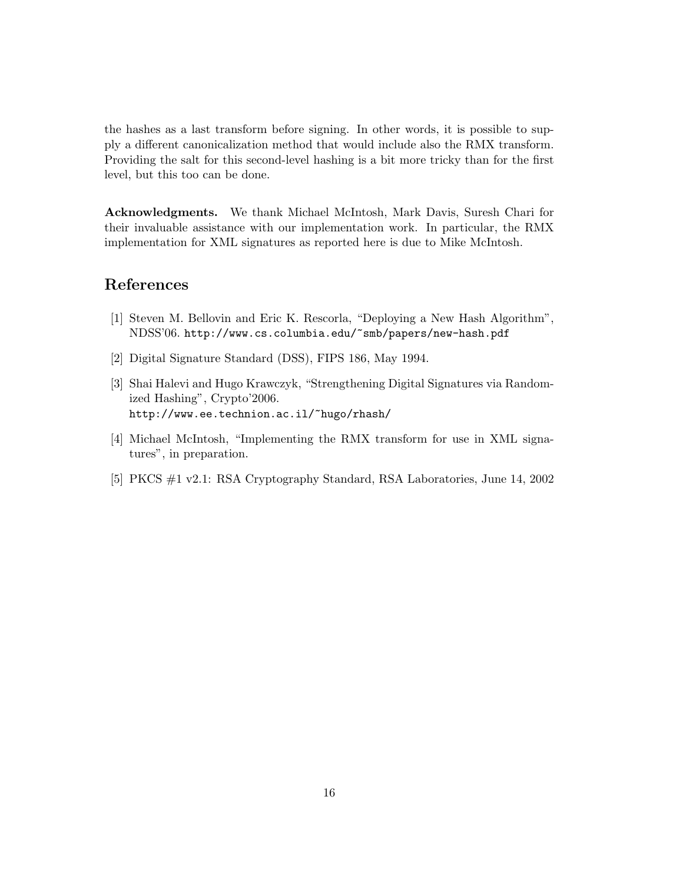the hashes as a last transform before signing. In other words, it is possible to supply a different canonicalization method that would include also the RMX transform. Providing the salt for this second-level hashing is a bit more tricky than for the first level, but this too can be done.

**Acknowledgments.** We thank Michael McIntosh, Mark Davis, Suresh Chari for their invaluable assistance with our implementation work. In particular, the RMX implementation for XML signatures as reported here is due to Mike McIntosh.

## References

[1] Steven M. Bellovin and Eric K. Rescorla, "Deploying a New Hash Algorithm", NDSS'06. `http://www.cs.columbia.edu/~smb/papers/new-hash.pdf`

[2] Digital Signature Standard (DSS), FIPS 186, May 1994.

[3] Shai Halevi and Hugo Krawczyk, "Strengthening Digital Signatures via Randomized Hashing", Crypto'2006. `http://www.ee.technion.ac.il/~hugo/rhash/`

[4] Michael McIntosh, "Implementing the RMX transform for use in XML signatures", in preparation.

[5] PKCS #1 v2.1: RSA Cryptography Standard, RSA Laboratories, June 14, 2002